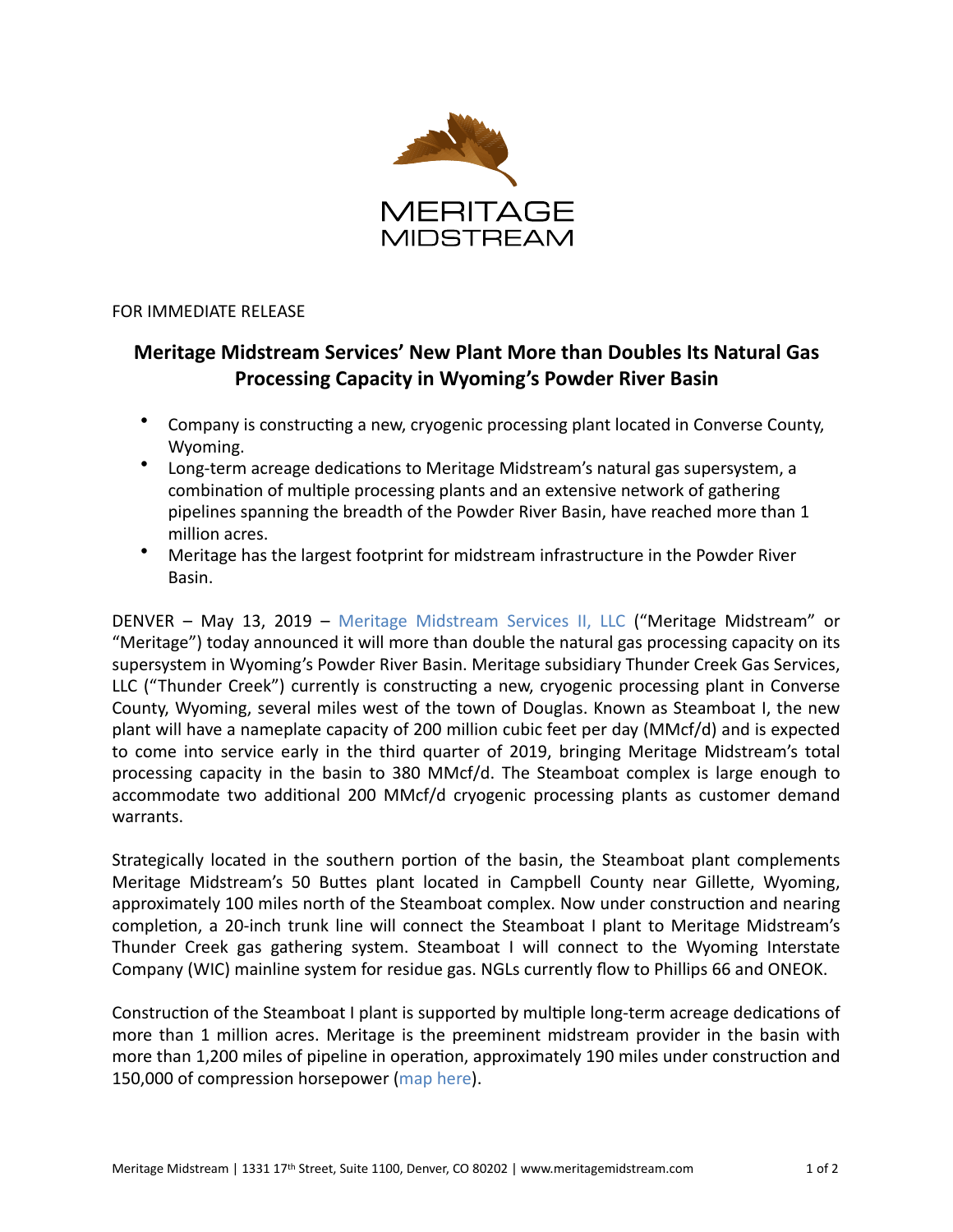MERITAGE
MIDSTREAM

FOR IMMEDIATE RELEASE

# Meritage Midstream Services' New Plant More than Doubles Its Natural Gas Processing Capacity in Wyoming's Powder River Basin

- Company is constructing a new, cryogenic processing plant located in Converse County, Wyoming.
- Long-term acreage dedications to Meritage Midstream's natural gas supersystem, a combination of multiple processing plants and an extensive network of gathering pipelines spanning the breadth of the Powder River Basin, have reached more than 1 million acres.
- Meritage has the largest footprint for midstream infrastructure in the Powder River Basin.

DENVER – May 13, 2019 – Meritage Midstream Services II, LLC ("Meritage Midstream" or "Meritage") today announced it will more than double the natural gas processing capacity on its supersystem in Wyoming's Powder River Basin. Meritage subsidiary Thunder Creek Gas Services, LLC ("Thunder Creek") currently is constructing a new, cryogenic processing plant in Converse County, Wyoming, several miles west of the town of Douglas. Known as Steamboat I, the new plant will have a nameplate capacity of 200 million cubic feet per day (MMcf/d) and is expected to come into service early in the third quarter of 2019, bringing Meritage Midstream's total processing capacity in the basin to 380 MMcf/d. The Steamboat complex is large enough to accommodate two additional 200 MMcf/d cryogenic processing plants as customer demand warrants.

Strategically located in the southern portion of the basin, the Steamboat plant complements Meritage Midstream's 50 Buttes plant located in Campbell County near Gillette, Wyoming, approximately 100 miles north of the Steamboat complex. Now under construction and nearing completion, a 20-inch trunk line will connect the Steamboat I plant to Meritage Midstream's Thunder Creek gas gathering system. Steamboat I will connect to the Wyoming Interstate Company (WIC) mainline system for residue gas. NGLs currently flow to Phillips 66 and ONEOK.

Construction of the Steamboat I plant is supported by multiple long-term acreage dedications of more than 1 million acres. Meritage is the preeminent midstream provider in the basin with more than 1,200 miles of pipeline in operation, approximately 190 miles under construction and 150,000 of compression horsepower (map here).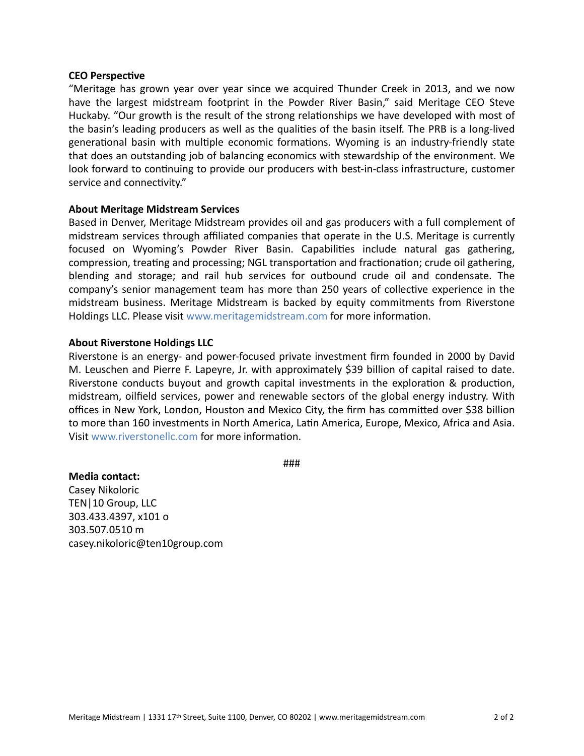**CEO Perspective**

"Meritage has grown year over year since we acquired Thunder Creek in 2013, and we now have the largest midstream footprint in the Powder River Basin," said Meritage CEO Steve Huckaby. "Our growth is the result of the strong relationships we have developed with most of the basin's leading producers as well as the qualities of the basin itself. The PRB is a long-lived generational basin with multiple economic formations. Wyoming is an industry-friendly state that does an outstanding job of balancing economics with stewardship of the environment. We look forward to continuing to provide our producers with best-in-class infrastructure, customer service and connectivity."

**About Meritage Midstream Services**

Based in Denver, Meritage Midstream provides oil and gas producers with a full complement of midstream services through affiliated companies that operate in the U.S. Meritage is currently focused on Wyoming's Powder River Basin. Capabilities include natural gas gathering, compression, treating and processing; NGL transportation and fractionation; crude oil gathering, blending and storage; and rail hub services for outbound crude oil and condensate. The company's senior management team has more than 250 years of collective experience in the midstream business. Meritage Midstream is backed by equity commitments from Riverstone Holdings LLC. Please visit www.meritagemidstream.com for more information.

**About Riverstone Holdings LLC**

Riverstone is an energy- and power-focused private investment firm founded in 2000 by David M. Leuschen and Pierre F. Lapeyre, Jr. with approximately $39 billion of capital raised to date. Riverstone conducts buyout and growth capital investments in the exploration & production, midstream, oilfield services, power and renewable sectors of the global energy industry. With offices in New York, London, Houston and Mexico City, the firm has committed over $38 billion to more than 160 investments in North America, Latin America, Europe, Mexico, Africa and Asia. Visit www.riverstonellc.com for more information.

###

**Media contact:**
Casey Nikoloric
TEN|10 Group, LLC
303.433.4397, x101 o
303.507.0510 m
casey.nikoloric@ten10group.com